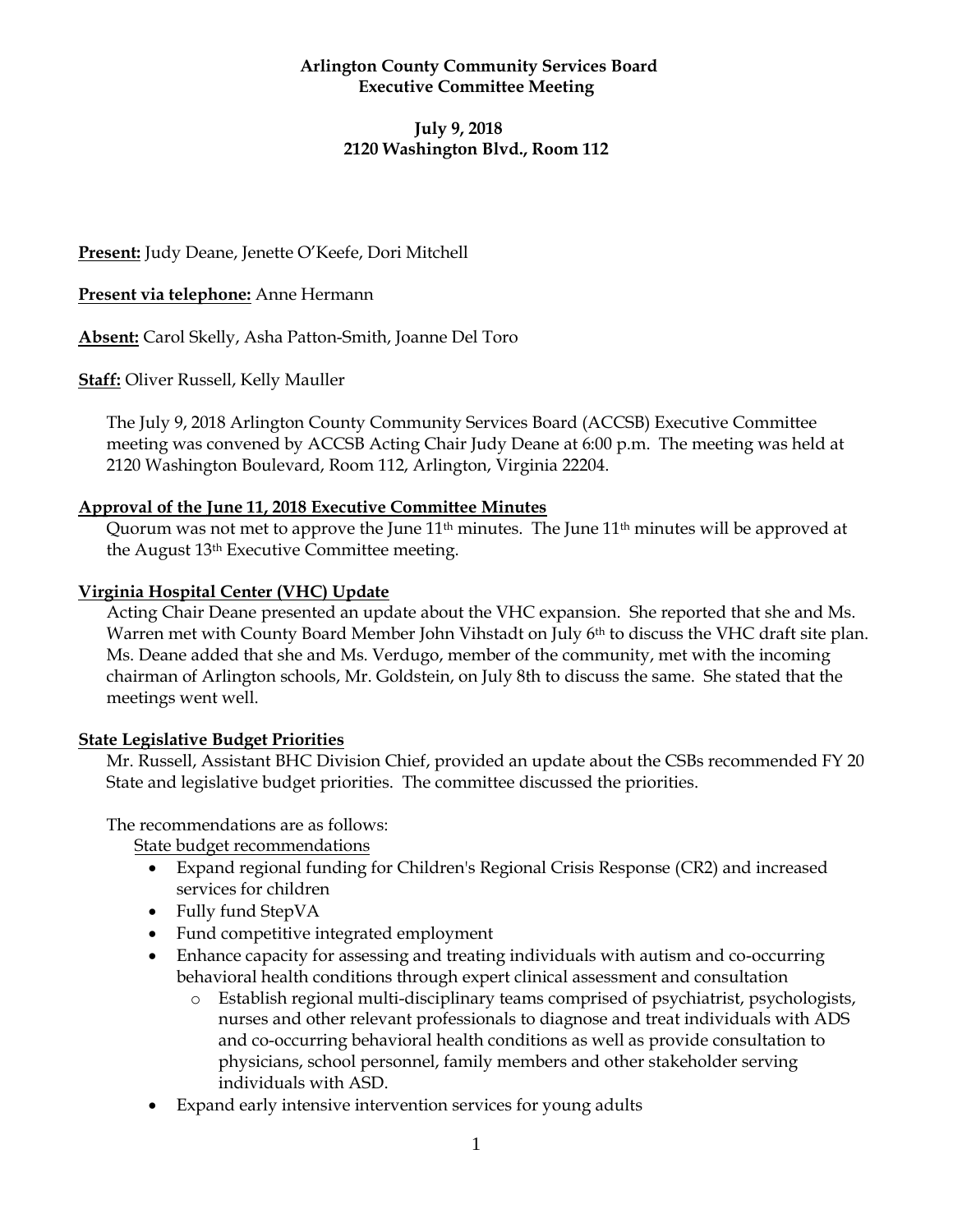**Arlington County Community Services Board**
**Executive Committee Meeting**

**July 9, 2018**
**2120 Washington Blvd., Room 112**

**Present:** Judy Deane, Jenette O'Keefe, Dori Mitchell

**Present via telephone:** Anne Hermann

**Absent:** Carol Skelly, Asha Patton-Smith, Joanne Del Toro

**Staff:** Oliver Russell, Kelly Mauller

The July 9, 2018 Arlington County Community Services Board (ACCSB) Executive Committee meeting was convened by ACCSB Acting Chair Judy Deane at 6:00 p.m. The meeting was held at 2120 Washington Boulevard, Room 112, Arlington, Virginia 22204.

**Approval of the June 11, 2018 Executive Committee Minutes**

Quorum was not met to approve the June 11th minutes. The June 11th minutes will be approved at the August 13th Executive Committee meeting.

**Virginia Hospital Center (VHC) Update**

Acting Chair Deane presented an update about the VHC expansion. She reported that she and Ms. Warren met with County Board Member John Vihstadt on July 6th to discuss the VHC draft site plan. Ms. Deane added that she and Ms. Verdugo, member of the community, met with the incoming chairman of Arlington schools, Mr. Goldstein, on July 8th to discuss the same. She stated that the meetings went well.

**State Legislative Budget Priorities**

Mr. Russell, Assistant BHC Division Chief, provided an update about the CSBs recommended FY 20 State and legislative budget priorities. The committee discussed the priorities.

The recommendations are as follows:

State budget recommendations

- Expand regional funding for Children's Regional Crisis Response (CR2) and increased services for children
- Fully fund StepVA
- Fund competitive integrated employment
- Enhance capacity for assessing and treating individuals with autism and co-occurring behavioral health conditions through expert clinical assessment and consultation
  - Establish regional multi-disciplinary teams comprised of psychiatrist, psychologists, nurses and other relevant professionals to diagnose and treat individuals with ADS and co-occurring behavioral health conditions as well as provide consultation to physicians, school personnel, family members and other stakeholder serving individuals with ASD.
- Expand early intensive intervention services for young adults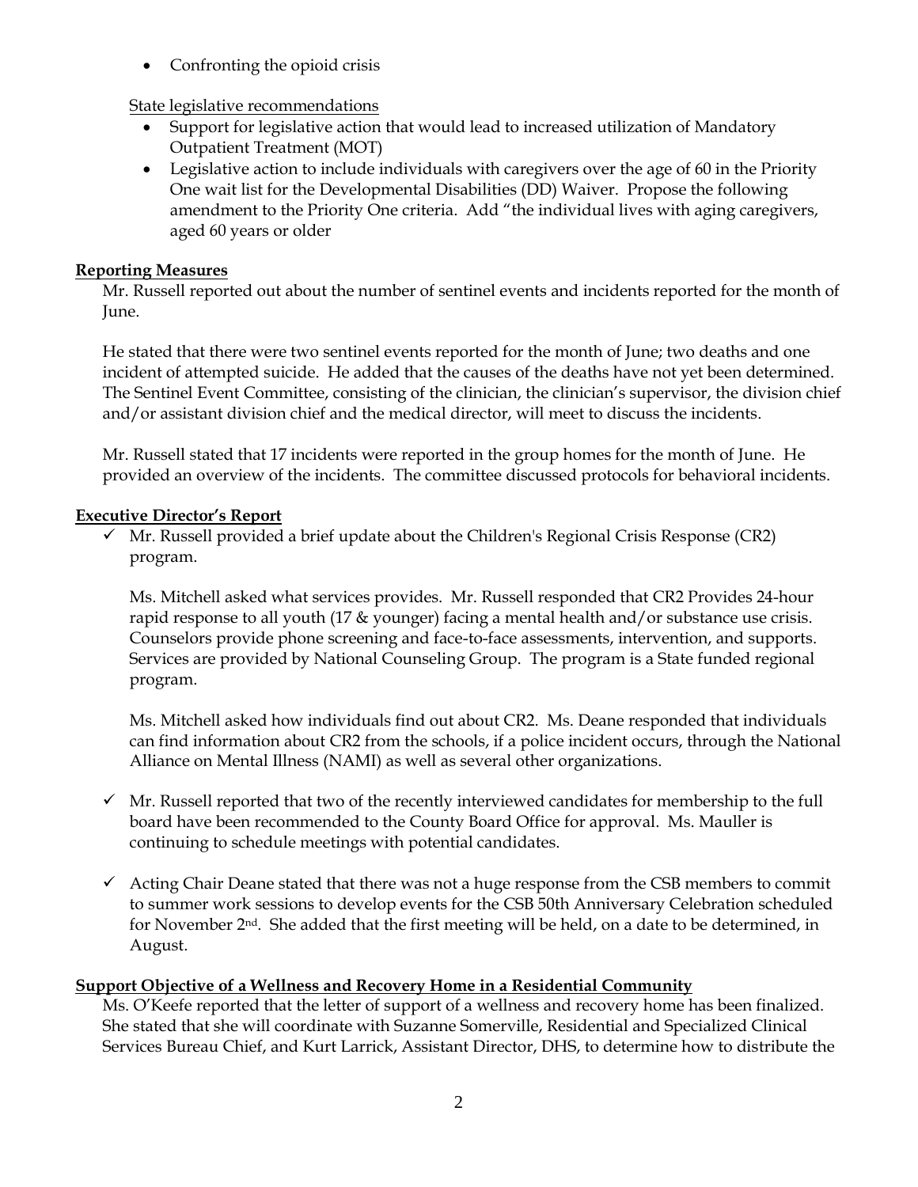- Confronting the opioid crisis

State legislative recommendations

- Support for legislative action that would lead to increased utilization of Mandatory Outpatient Treatment (MOT)
- Legislative action to include individuals with caregivers over the age of 60 in the Priority One wait list for the Developmental Disabilities (DD) Waiver. Propose the following amendment to the Priority One criteria. Add "the individual lives with aging caregivers, aged 60 years or older

**Reporting Measures**

Mr. Russell reported out about the number of sentinel events and incidents reported for the month of June.

He stated that there were two sentinel events reported for the month of June; two deaths and one incident of attempted suicide. He added that the causes of the deaths have not yet been determined. The Sentinel Event Committee, consisting of the clinician, the clinician's supervisor, the division chief and/or assistant division chief and the medical director, will meet to discuss the incidents.

Mr. Russell stated that 17 incidents were reported in the group homes for the month of June. He provided an overview of the incidents. The committee discussed protocols for behavioral incidents.

**Executive Director's Report**

- ✓ Mr. Russell provided a brief update about the Children's Regional Crisis Response (CR2) program.

  Ms. Mitchell asked what services provides. Mr. Russell responded that CR2 Provides 24-hour rapid response to all youth (17 & younger) facing a mental health and/or substance use crisis. Counselors provide phone screening and face-to-face assessments, intervention, and supports. Services are provided by National Counseling Group. The program is a State funded regional program.

  Ms. Mitchell asked how individuals find out about CR2. Ms. Deane responded that individuals can find information about CR2 from the schools, if a police incident occurs, through the National Alliance on Mental Illness (NAMI) as well as several other organizations.

- ✓ Mr. Russell reported that two of the recently interviewed candidates for membership to the full board have been recommended to the County Board Office for approval. Ms. Mauller is continuing to schedule meetings with potential candidates.

- ✓ Acting Chair Deane stated that there was not a huge response from the CSB members to commit to summer work sessions to develop events for the CSB 50th Anniversary Celebration scheduled for November 2nd. She added that the first meeting will be held, on a date to be determined, in August.

**Support Objective of a Wellness and Recovery Home in a Residential Community**

Ms. O'Keefe reported that the letter of support of a wellness and recovery home has been finalized. She stated that she will coordinate with Suzanne Somerville, Residential and Specialized Clinical Services Bureau Chief, and Kurt Larrick, Assistant Director, DHS, to determine how to distribute the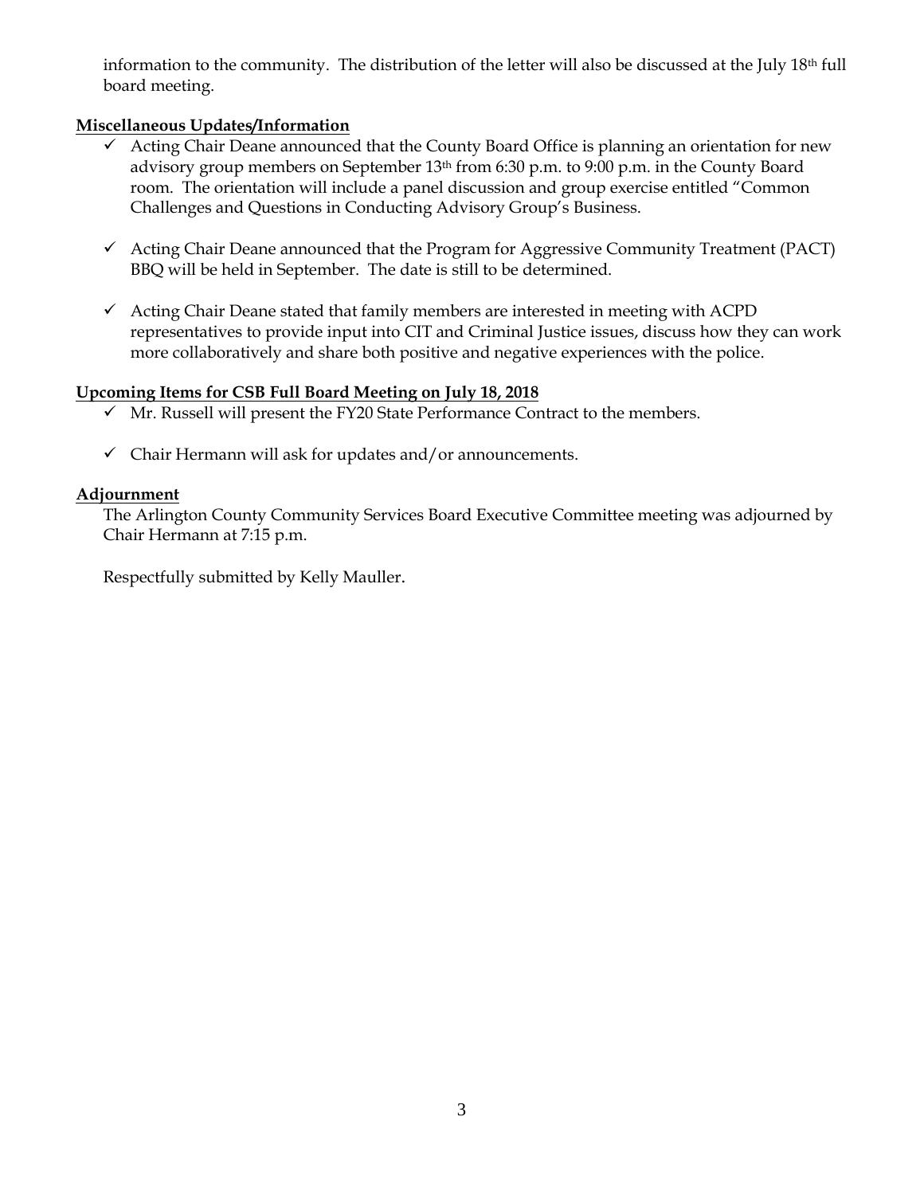information to the community. The distribution of the letter will also be discussed at the July 18th full board meeting.

**Miscellaneous Updates/Information**

- ✓ Acting Chair Deane announced that the County Board Office is planning an orientation for new advisory group members on September 13th from 6:30 p.m. to 9:00 p.m. in the County Board room. The orientation will include a panel discussion and group exercise entitled "Common Challenges and Questions in Conducting Advisory Group's Business.

- ✓ Acting Chair Deane announced that the Program for Aggressive Community Treatment (PACT) BBQ will be held in September. The date is still to be determined.

- ✓ Acting Chair Deane stated that family members are interested in meeting with ACPD representatives to provide input into CIT and Criminal Justice issues, discuss how they can work more collaboratively and share both positive and negative experiences with the police.

**Upcoming Items for CSB Full Board Meeting on July 18, 2018**

- ✓ Mr. Russell will present the FY20 State Performance Contract to the members.

- ✓ Chair Hermann will ask for updates and/or announcements.

**Adjournment**

The Arlington County Community Services Board Executive Committee meeting was adjourned by Chair Hermann at 7:15 p.m.

Respectfully submitted by Kelly Mauller.